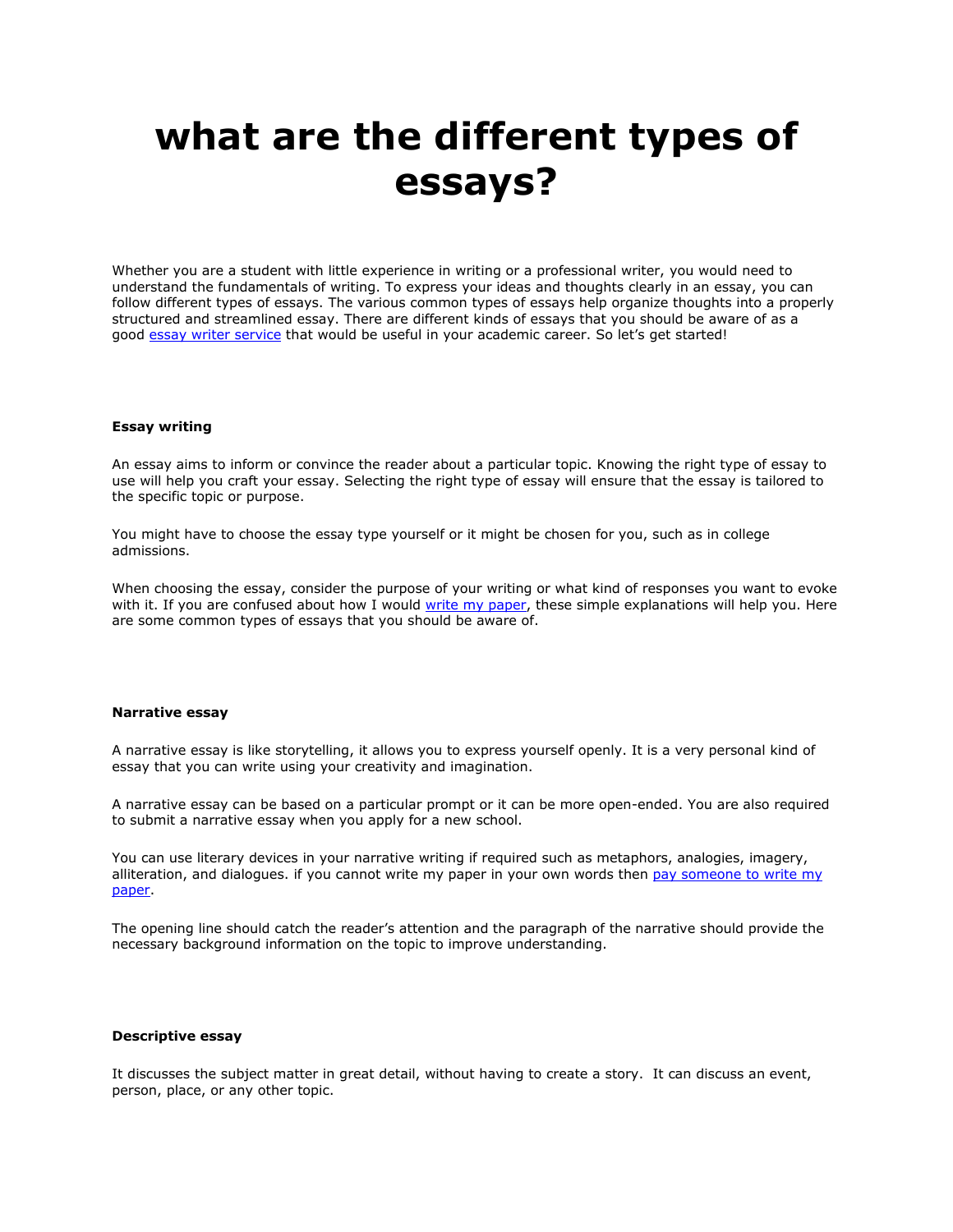# what are the different types of essays?

Whether you are a student with little experience in writing or a professional writer, you would need to understand the fundamentals of writing. To express your ideas and thoughts clearly in an essay, you can follow different types of essays. The various common types of essays help organize thoughts into a properly structured and streamlined essay. There are different kinds of essays that you should be aware of as a good essay writer service that would be useful in your academic career. So let's get started!

**Essay writing**

An essay aims to inform or convince the reader about a particular topic. Knowing the right type of essay to use will help you craft your essay. Selecting the right type of essay will ensure that the essay is tailored to the specific topic or purpose.

You might have to choose the essay type yourself or it might be chosen for you, such as in college admissions.

When choosing the essay, consider the purpose of your writing or what kind of responses you want to evoke with it. If you are confused about how I would write my paper, these simple explanations will help you. Here are some common types of essays that you should be aware of.

**Narrative essay**

A narrative essay is like storytelling, it allows you to express yourself openly. It is a very personal kind of essay that you can write using your creativity and imagination.

A narrative essay can be based on a particular prompt or it can be more open-ended. You are also required to submit a narrative essay when you apply for a new school.

You can use literary devices in your narrative writing if required such as metaphors, analogies, imagery, alliteration, and dialogues. if you cannot write my paper in your own words then pay someone to write my paper.

The opening line should catch the reader's attention and the paragraph of the narrative should provide the necessary background information on the topic to improve understanding.

**Descriptive essay**

It discusses the subject matter in great detail, without having to create a story. It can discuss an event, person, place, or any other topic.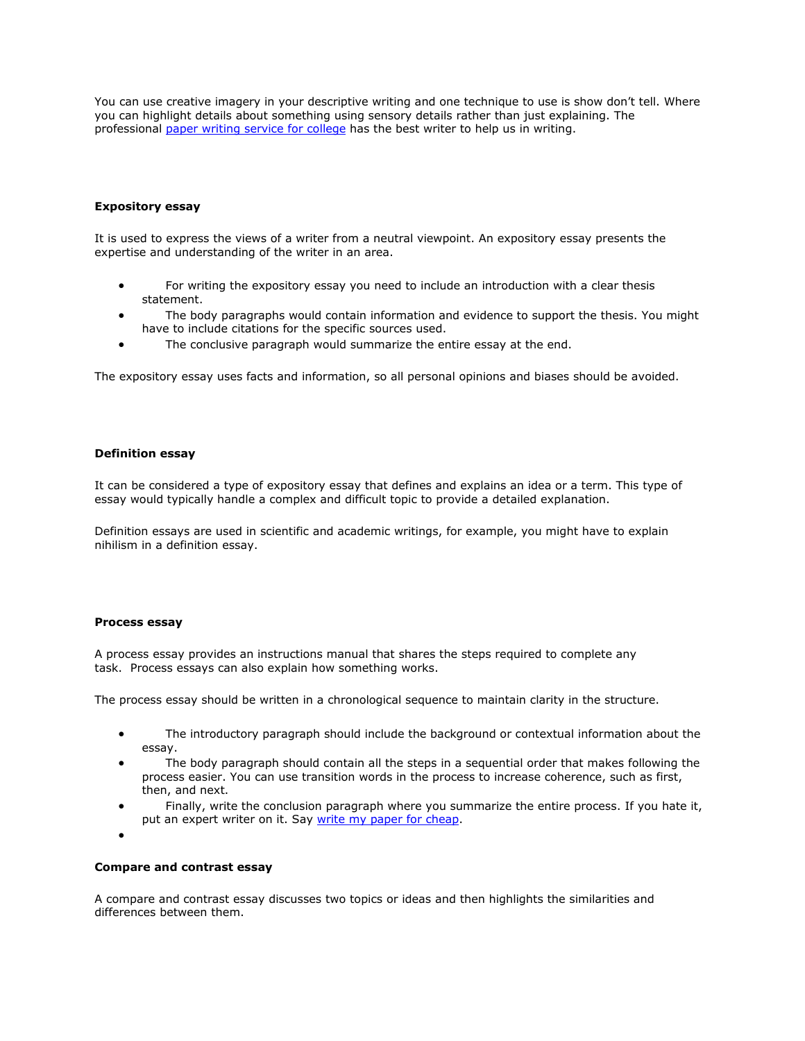You can use creative imagery in your descriptive writing and one technique to use is show don't tell. Where you can highlight details about something using sensory details rather than just explaining. The professional [paper writing service for college]() has the best writer to help us in writing.

**Expository essay**

It is used to express the views of a writer from a neutral viewpoint. An expository essay presents the expertise and understanding of the writer in an area.

- For writing the expository essay you need to include an introduction with a clear thesis statement.
- The body paragraphs would contain information and evidence to support the thesis. You might have to include citations for the specific sources used.
- The conclusive paragraph would summarize the entire essay at the end.

The expository essay uses facts and information, so all personal opinions and biases should be avoided.

**Definition essay**

It can be considered a type of expository essay that defines and explains an idea or a term. This type of essay would typically handle a complex and difficult topic to provide a detailed explanation.

Definition essays are used in scientific and academic writings, for example, you might have to explain nihilism in a definition essay.

**Process essay**

A process essay provides an instructions manual that shares the steps required to complete any task. Process essays can also explain how something works.

The process essay should be written in a chronological sequence to maintain clarity in the structure.

- The introductory paragraph should include the background or contextual information about the essay.
- The body paragraph should contain all the steps in a sequential order that makes following the process easier. You can use transition words in the process to increase coherence, such as first, then, and next.
- Finally, write the conclusion paragraph where you summarize the entire process. If you hate it, put an expert writer on it. Say [write my paper for cheap]().

**Compare and contrast essay**

A compare and contrast essay discusses two topics or ideas and then highlights the similarities and differences between them.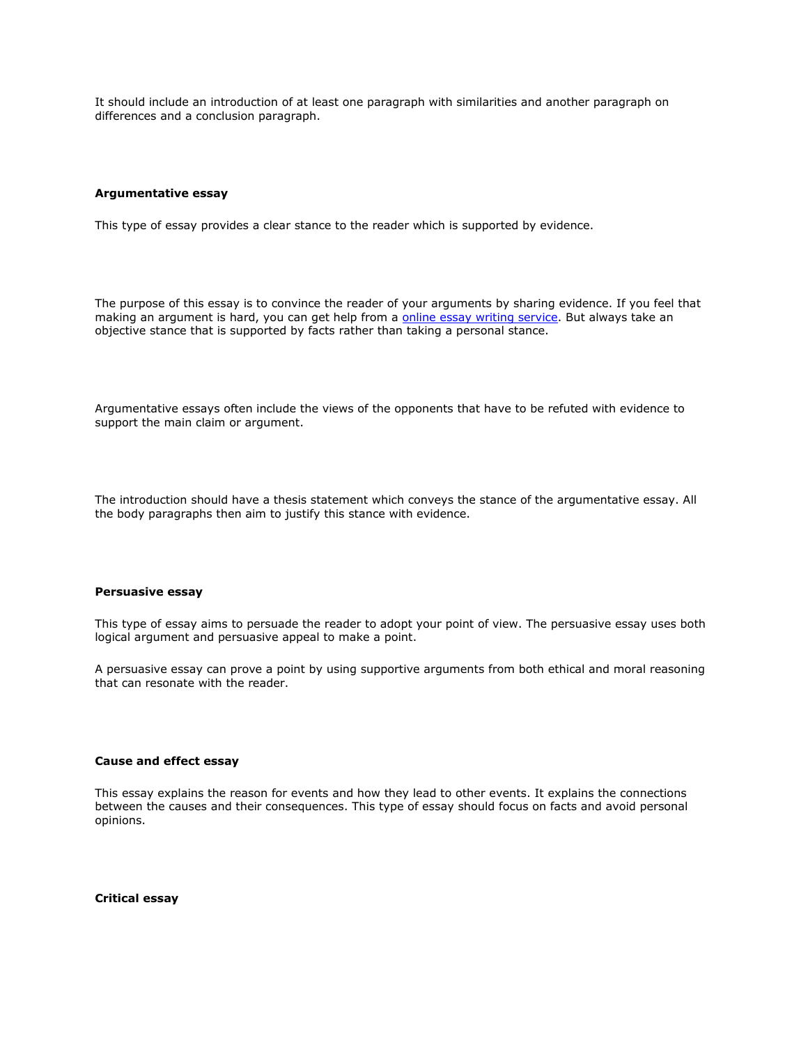It should include an introduction of at least one paragraph with similarities and another paragraph on differences and a conclusion paragraph.

**Argumentative essay**

This type of essay provides a clear stance to the reader which is supported by evidence.

The purpose of this essay is to convince the reader of your arguments by sharing evidence. If you feel that making an argument is hard, you can get help from a online essay writing service. But always take an objective stance that is supported by facts rather than taking a personal stance.

Argumentative essays often include the views of the opponents that have to be refuted with evidence to support the main claim or argument.

The introduction should have a thesis statement which conveys the stance of the argumentative essay. All the body paragraphs then aim to justify this stance with evidence.

**Persuasive essay**

This type of essay aims to persuade the reader to adopt your point of view. The persuasive essay uses both logical argument and persuasive appeal to make a point.

A persuasive essay can prove a point by using supportive arguments from both ethical and moral reasoning that can resonate with the reader.

**Cause and effect essay**

This essay explains the reason for events and how they lead to other events. It explains the connections between the causes and their consequences. This type of essay should focus on facts and avoid personal opinions.

**Critical essay**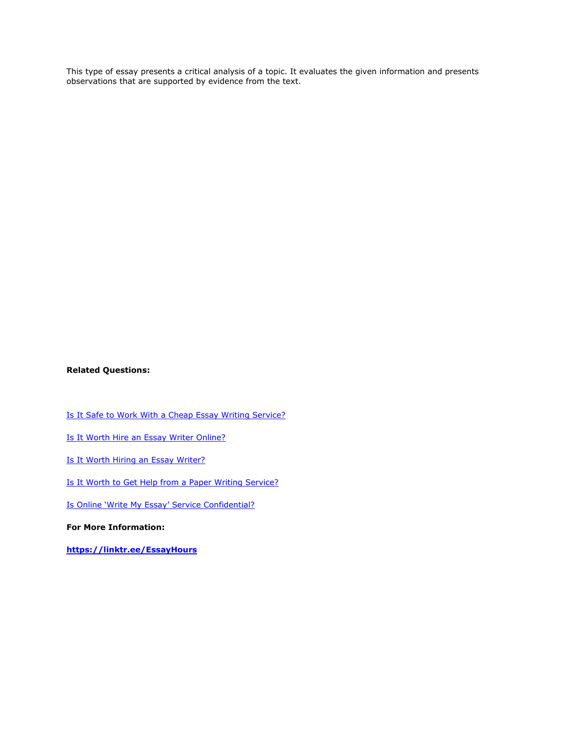This type of essay presents a critical analysis of a topic. It evaluates the given information and presents observations that are supported by evidence from the text.

**Related Questions:**

[Is It Safe to Work With a Cheap Essay Writing Service?]()

[Is It Worth Hire an Essay Writer Online?]()

[Is It Worth Hiring an Essay Writer?]()

[Is It Worth to Get Help from a Paper Writing Service?]()

[Is Online 'Write My Essay' Service Confidential?]()

**For More Information:**

**[https://linktr.ee/EssayHours](https://linktr.ee/EssayHours)**